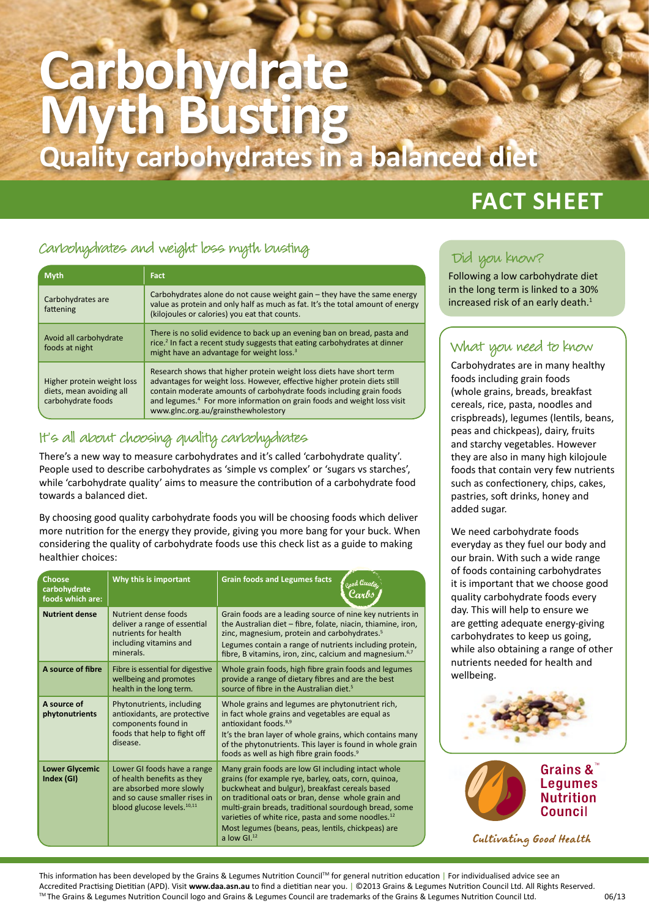# Carbohydrate Myth Busting

## Quality carbohydrates in a balanced diet

**FACT SHEET**

### Carbohydrates and weight loss myth busting

| Myth | Fact |
|---|---|
| Carbohydrates are fattening | Carbohydrates alone do not cause weight gain – they have the same energy value as protein and only half as much as fat. It's the total amount of energy (kilojoules or calories) you eat that counts. |
| Avoid all carbohydrate foods at night | There is no solid evidence to back up an evening ban on bread, pasta and rice.[2] In fact a recent study suggests that eating carbohydrates at dinner might have an advantage for weight loss.[3] |
| Higher protein weight loss diets, mean avoiding all carbohydrate foods | Research shows that higher protein weight loss diets have short term advantages for weight loss. However, effective higher protein diets still contain moderate amounts of carbohydrate foods including grain foods and legumes.[4] For more information on grain foods and weight loss visit www.glnc.org.au/grainsthewholestory |

### It's all about choosing quality carbohydrates

There's a new way to measure carbohydrates and it's called 'carbohydrate quality'. People used to describe carbohydrates as 'simple vs complex' or 'sugars vs starches', while 'carbohydrate quality' aims to measure the contribution of a carbohydrate food towards a balanced diet.

By choosing good quality carbohydrate foods you will be choosing foods which deliver more nutrition for the energy they provide, giving you more bang for your buck. When considering the quality of carbohydrate foods use this check list as a guide to making healthier choices:

| Choose carbohydrate foods which are: | Why this is important | Grain foods and Legumes facts (Good Quality Carbs) |
|---|---|---|
| **Nutrient dense** | Nutrient dense foods deliver a range of essential nutrients for health including vitamins and minerals. | Grain foods are a leading source of nine key nutrients in the Australian diet – fibre, folate, niacin, thiamine, iron, zinc, magnesium, protein and carbohydrates.[5] Legumes contain a range of nutrients including protein, fibre, B vitamins, iron, zinc, calcium and magnesium.[6,7] |
| **A source of fibre** | Fibre is essential for digestive wellbeing and promotes health in the long term. | Whole grain foods, high fibre grain foods and legumes provide a range of dietary fibres and are the best source of fibre in the Australian diet.[5] |
| **A source of phytonutrients** | Phytonutrients, including antioxidants, are protective components found in foods that help to fight off disease. | Whole grains and legumes are phytonutrient rich, in fact whole grains and vegetables are equal as antioxidant foods.[8,9] It's the bran layer of whole grains, which contains many of the phytonutrients. This layer is found in whole grain foods as well as high fibre grain foods.[9] |
| **Lower Glycemic Index (GI)** | Lower GI foods have a range of health benefits as they are absorbed more slowly and so cause smaller rises in blood glucose levels.[10,11] | Many grain foods are low GI including intact whole grains (for example rye, barley, oats, corn, quinoa, buckwheat and bulgur), breakfast cereals based on traditional oats or bran, dense whole grain and multi-grain breads, traditional sourdough bread, some varieties of white rice, pasta and some noodles.[12] Most legumes (beans, peas, lentils, chickpeas) are a low GI.[12] |

### Did you know?

Following a low carbohydrate diet in the long term is linked to a 30% increased risk of an early death.[1]

### What you need to know

Carbohydrates are in many healthy foods including grain foods (whole grains, breads, breakfast cereals, rice, pasta, noodles and crispbreads), legumes (lentils, beans, peas and chickpeas), dairy, fruits and starchy vegetables. However they are also in many high kilojoule foods that contain very few nutrients such as confectionery, chips, cakes, pastries, soft drinks, honey and added sugar.

We need carbohydrate foods everyday as they fuel our body and our brain. With such a wide range of foods containing carbohydrates it is important that we choose good quality carbohydrate foods every day. This will help to ensure we are getting adequate energy-giving carbohydrates to keep us going, while also obtaining a range of other nutrients needed for health and wellbeing.

Grains & Legumes Nutrition Council™

*Cultivating Good Health*

This information has been developed by the Grains & Legumes Nutrition Council™ for general nutrition education | For individualised advice see an Accredited Practising Dietitian (APD). Visit **www.daa.asn.au** to find a dietitian near you. | ©2013 Grains & Legumes Nutrition Council Ltd. All Rights Reserved.
™ The Grains & Legumes Nutrition Council logo and Grains & Legumes Council are trademarks of the Grains & Legumes Nutrition Council Ltd. 06/13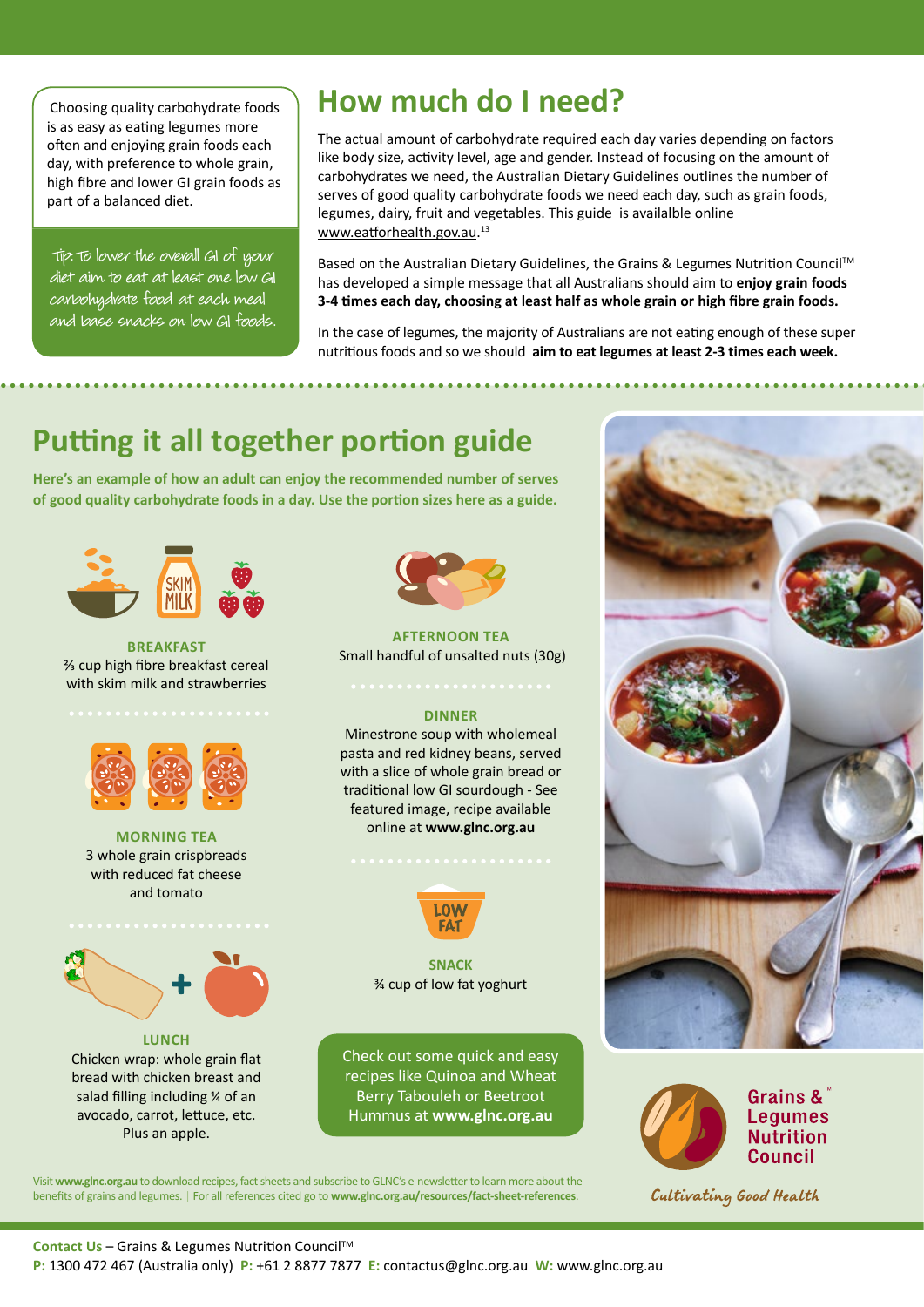Choosing quality carbohydrate foods is as easy as eating legumes more often and enjoying grain foods each day, with preference to whole grain, high fibre and lower GI grain foods as part of a balanced diet.

Tip: To lower the overall GI of your diet aim to eat at least one low GI carbohydrate food at each meal and base snacks on low GI foods.

## How much do I need?

The actual amount of carbohydrate required each day varies depending on factors like body size, activity level, age and gender. Instead of focusing on the amount of carbohydrates we need, the Australian Dietary Guidelines outlines the number of serves of good quality carbohydrate foods we need each day, such as grain foods, legumes, dairy, fruit and vegetables. This guide is availalble online www.eatforhealth.gov.au.[13]

Based on the Australian Dietary Guidelines, the Grains & Legumes Nutrition Council™ has developed a simple message that all Australians should aim to **enjoy grain foods 3-4 times each day, choosing at least half as whole grain or high fibre grain foods.**

In the case of legumes, the majority of Australians are not eating enough of these super nutritious foods and so we should **aim to eat legumes at least 2-3 times each week.**

## Putting it all together portion guide

**Here's an example of how an adult can enjoy the recommended number of serves of good quality carbohydrate foods in a day. Use the portion sizes here as a guide.**

**BREAKFAST**
⅔ cup high fibre breakfast cereal with skim milk and strawberries

**MORNING TEA**
3 whole grain crispbreads with reduced fat cheese and tomato

**LUNCH**
Chicken wrap: whole grain flat bread with chicken breast and salad filling including ¼ of an avocado, carrot, lettuce, etc. Plus an apple.

**AFTERNOON TEA**
Small handful of unsalted nuts (30g)

**DINNER**
Minestrone soup with wholemeal pasta and red kidney beans, served with a slice of whole grain bread or traditional low GI sourdough - See featured image, recipe available online at **www.glnc.org.au**

**SNACK**
¾ cup of low fat yoghurt

Check out some quick and easy recipes like Quinoa and Wheat Berry Tabouleh or Beetroot Hummus at **www.glnc.org.au**

Grains & Legumes Nutrition Council™

*Cultivating Good Health*

Visit **www.glnc.org.au** to download recipes, fact sheets and subscribe to GLNC's e-newsletter to learn more about the benefits of grains and legumes. | For all references cited go to **www.glnc.org.au/resources/fact-sheet-references**.

**Contact Us** – Grains & Legumes Nutrition Council™
**P:** 1300 472 467 (Australia only) **P:** +61 2 8877 7877 **E:** contactus@glnc.org.au **W:** www.glnc.org.au